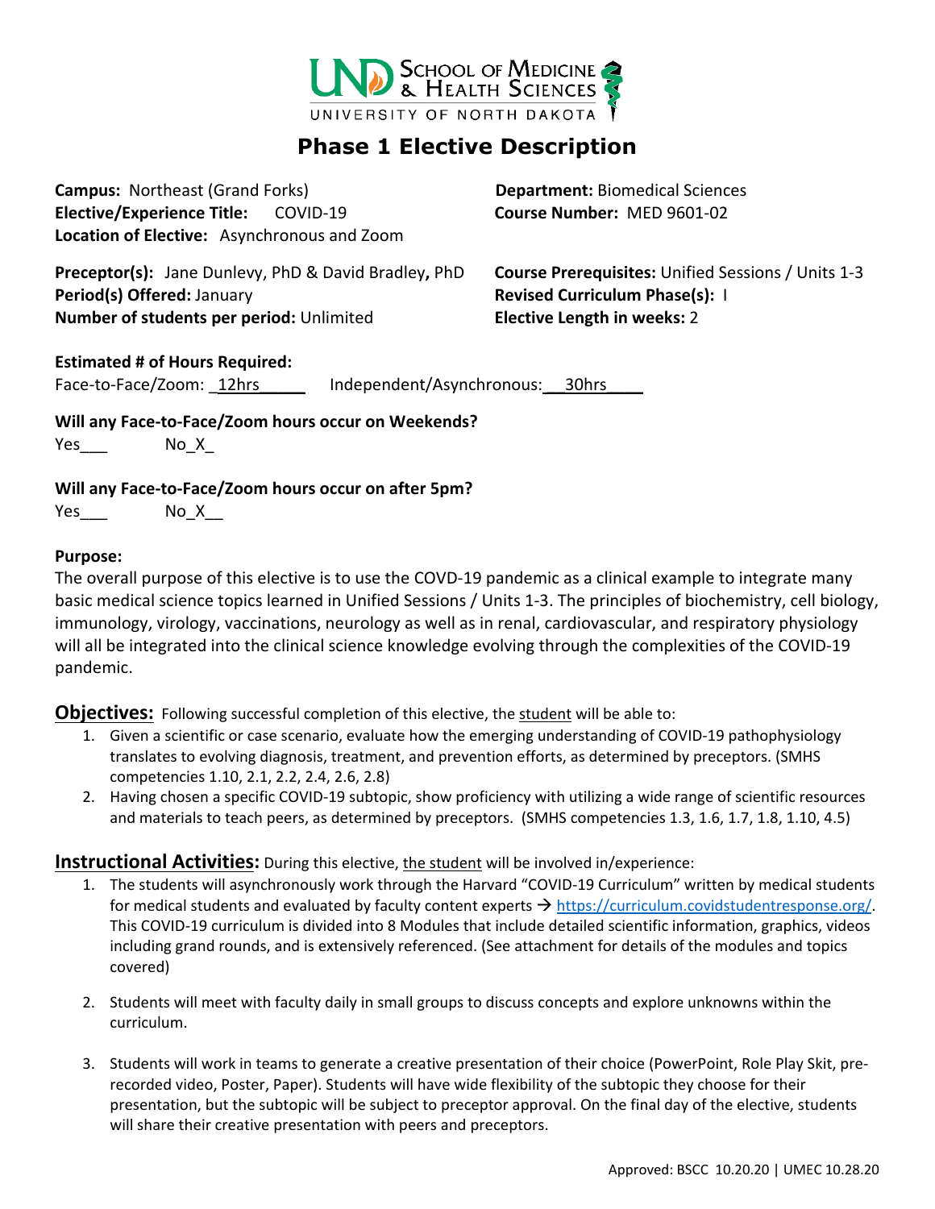UND School of Medicine & Health Sciences
UNIVERSITY OF NORTH DAKOTA

# Phase 1 Elective Description

**Campus:** Northeast (Grand Forks)
**Department:** Biomedical Sciences
**Elective/Experience Title:** COVID-19
**Course Number:** MED 9601-02
**Location of Elective:** Asynchronous and Zoom

**Preceptor(s):** Jane Dunlevy, PhD & David Bradley**,** PhD
**Course Prerequisites:** Unified Sessions / Units 1-3
**Period(s) Offered:** January
**Revised Curriculum Phase(s):** I
**Number of students per period:** Unlimited
**Elective Length in weeks:** 2

**Estimated # of Hours Required:**
Face-to-Face/Zoom: 12hrs Independent/Asynchronous: 30hrs

**Will any Face-to-Face/Zoom hours occur on Weekends?**
Yes___ No_X_

**Will any Face-to-Face/Zoom hours occur on after 5pm?**
Yes___ No_X__

**Purpose:**
The overall purpose of this elective is to use the COVD-19 pandemic as a clinical example to integrate many basic medical science topics learned in Unified Sessions / Units 1-3. The principles of biochemistry, cell biology, immunology, virology, vaccinations, neurology as well as in renal, cardiovascular, and respiratory physiology will all be integrated into the clinical science knowledge evolving through the complexities of the COVID-19 pandemic.

**Objectives:** Following successful completion of this elective, the student will be able to:

1. Given a scientific or case scenario, evaluate how the emerging understanding of COVID-19 pathophysiology translates to evolving diagnosis, treatment, and prevention efforts, as determined by preceptors. (SMHS competencies 1.10, 2.1, 2.2, 2.4, 2.6, 2.8)
2. Having chosen a specific COVID-19 subtopic, show proficiency with utilizing a wide range of scientific resources and materials to teach peers, as determined by preceptors. (SMHS competencies 1.3, 1.6, 1.7, 1.8, 1.10, 4.5)

**Instructional Activities:** During this elective, the student will be involved in/experience:

1. The students will asynchronously work through the Harvard "COVID-19 Curriculum" written by medical students for medical students and evaluated by faculty content experts → https://curriculum.covidstudentresponse.org/. This COVID-19 curriculum is divided into 8 Modules that include detailed scientific information, graphics, videos including grand rounds, and is extensively referenced. (See attachment for details of the modules and topics covered)

2. Students will meet with faculty daily in small groups to discuss concepts and explore unknowns within the curriculum.

3. Students will work in teams to generate a creative presentation of their choice (PowerPoint, Role Play Skit, pre-recorded video, Poster, Paper). Students will have wide flexibility of the subtopic they choose for their presentation, but the subtopic will be subject to preceptor approval. On the final day of the elective, students will share their creative presentation with peers and preceptors.

Approved: BSCC 10.20.20 | UMEC 10.28.20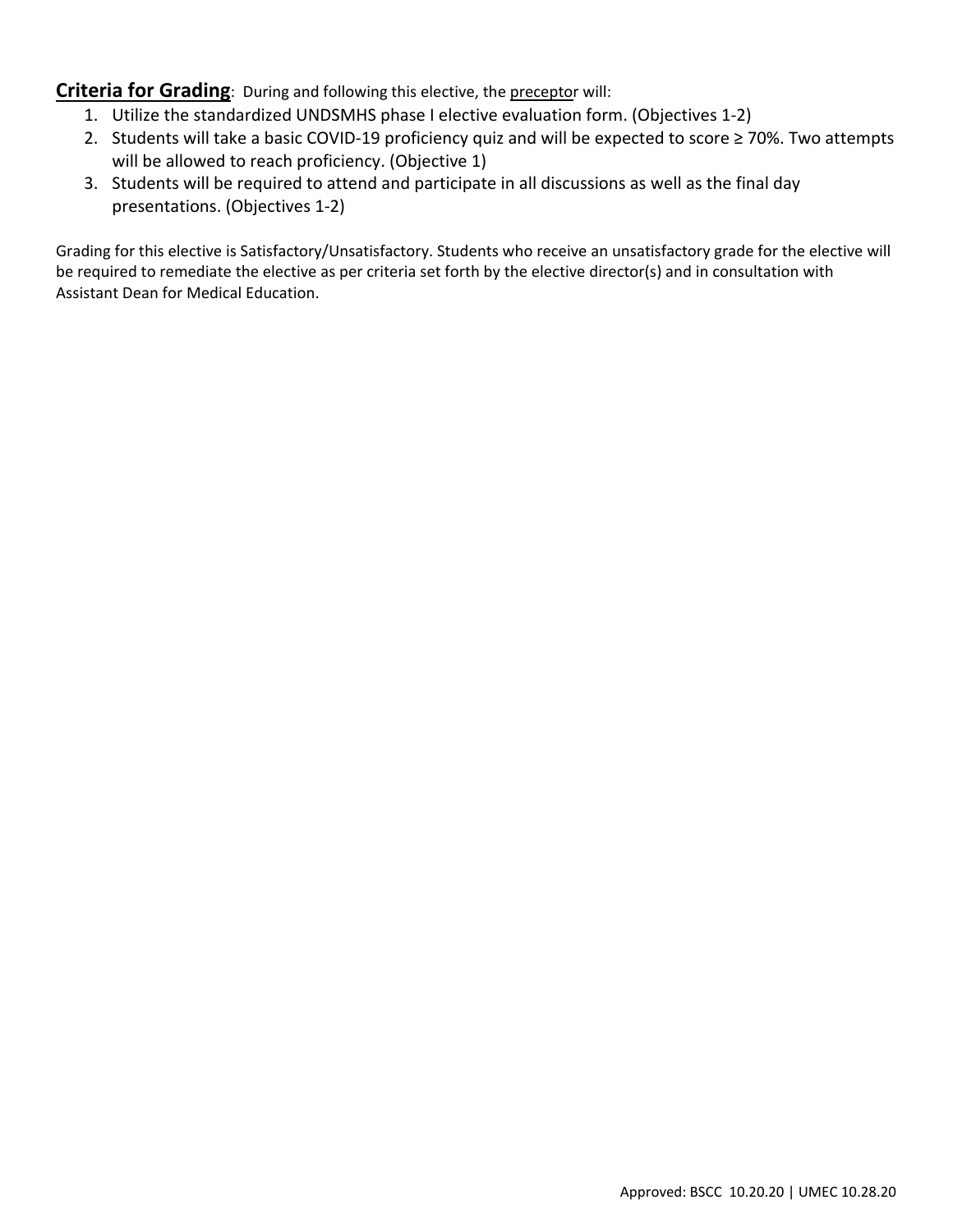**Criteria for Grading**: During and following this elective, the preceptor will:

1. Utilize the standardized UNDSMHS phase I elective evaluation form. (Objectives 1-2)
2. Students will take a basic COVID-19 proficiency quiz and will be expected to score ≥ 70%. Two attempts will be allowed to reach proficiency. (Objective 1)
3. Students will be required to attend and participate in all discussions as well as the final day presentations. (Objectives 1-2)

Grading for this elective is Satisfactory/Unsatisfactory. Students who receive an unsatisfactory grade for the elective will be required to remediate the elective as per criteria set forth by the elective director(s) and in consultation with Assistant Dean for Medical Education.

Approved: BSCC 10.20.20 | UMEC 10.28.20